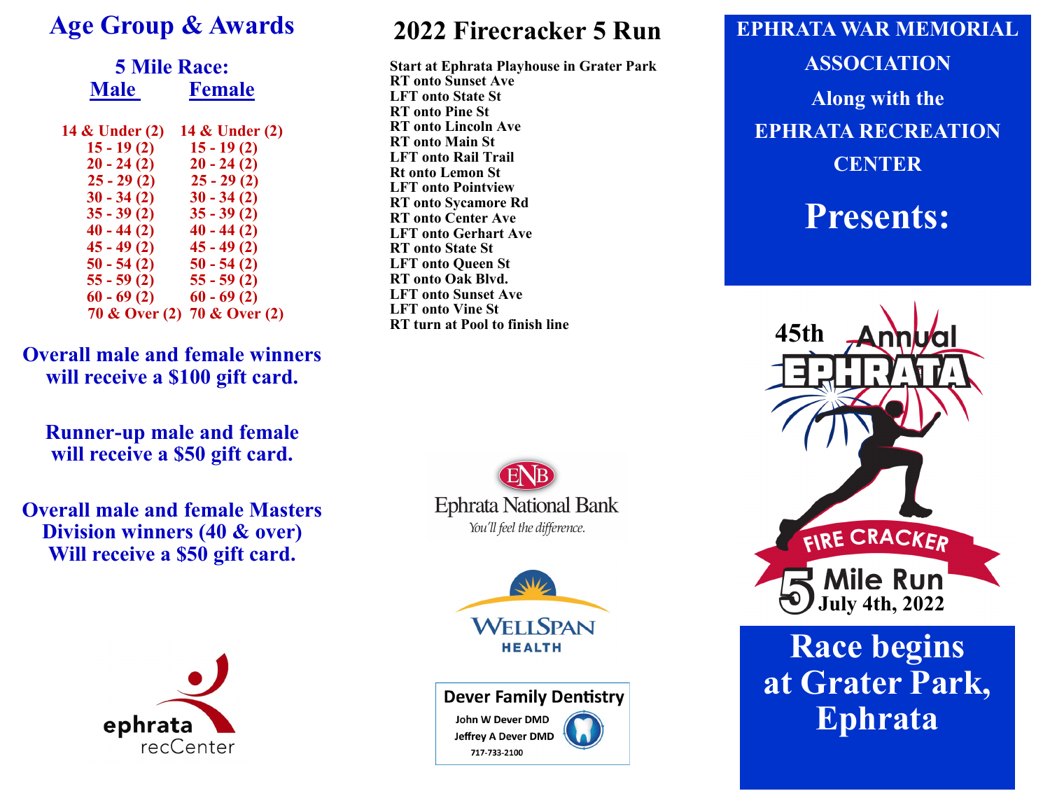# Age Group & Awards

## 5 Mile Race:

| Male | Female |
|---|---|
| 14 & Under (2) | 14 & Under (2) |
| 15 - 19 (2) | 15 - 19 (2) |
| 20 - 24 (2) | 20 - 24 (2) |
| 25 - 29 (2) | 25 - 29 (2) |
| 30 - 34 (2) | 30 - 34 (2) |
| 35 - 39 (2) | 35 - 39 (2) |
| 40 - 44 (2) | 40 - 44 (2) |
| 45 - 49 (2) | 45 - 49 (2) |
| 50 - 54 (2) | 50 - 54 (2) |
| 55 - 59 (2) | 55 - 59 (2) |
| 60 - 69 (2) | 60 - 69 (2) |
| 70 & Over (2) | 70 & Over (2) |

**Overall male and female winners will receive a $100 gift card.**

**Runner-up male and female will receive a $50 gift card.**

**Overall male and female Masters Division winners (40 & over) Will receive a $50 gift card.**

ephrata recCenter

# 2022 Firecracker 5 Run

**Start at Ephrata Playhouse in Grater Park**
**RT onto Sunset Ave**
**LFT onto State St**
**RT onto Pine St**
**RT onto Lincoln Ave**
**RT onto Main St**
**LFT onto Rail Trail**
**Rt onto Lemon St**
**LFT onto Pointview**
**RT onto Sycamore Rd**
**RT onto Center Ave**
**LFT onto Gerhart Ave**
**RT onto State St**
**LFT onto Queen St**
**RT onto Oak Blvd.**
**LFT onto Sunset Ave**
**LFT onto Vine St**
**RT turn at Pool to finish line**

ENB Ephrata National Bank
*You'll feel the difference.*

WellSpan Health

Dever Family Dentistry
John W Dever DMD
Jeffrey A Dever DMD
717-733-2100

**EPHRATA WAR MEMORIAL ASSOCIATION**
**Along with the**
**EPHRATA RECREATION CENTER**

# Presents:

45th Annual EPHRATA FIRE CRACKER 5 Mile Run
July 4th, 2022

# Race begins at Grater Park, Ephrata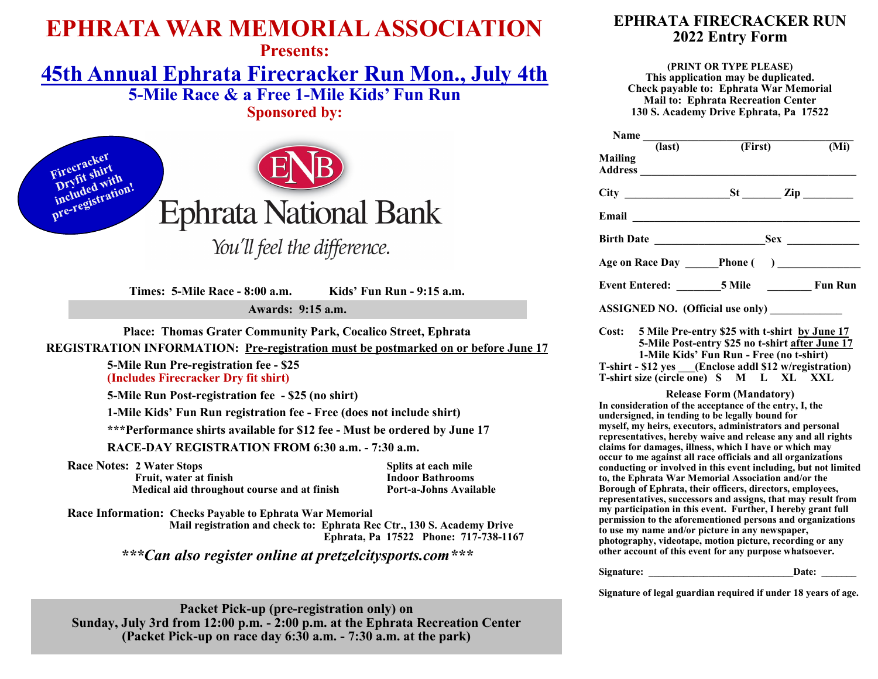# EPHRATA WAR MEMORIAL ASSOCIATION

**Presents:**

## 45th Annual Ephrata Firecracker Run Mon., July 4th

### 5-Mile Race & a Free 1-Mile Kids' Fun Run

**Sponsored by:**

Firecracker Dryfit shirt included with pre-registration!

ENB

Ephrata National Bank

*You'll feel the difference.*

**Times: 5-Mile Race - 8:00 a.m. Kids' Fun Run - 9:15 a.m.**

**Awards: 9:15 a.m.**

**Place: Thomas Grater Community Park, Cocalico Street, Ephrata**

**REGISTRATION INFORMATION: Pre-registration must be postmarked on or before June 17**

**5-Mile Run Pre-registration fee - $25**
**(Includes Firecracker Dry fit shirt)**

**5-Mile Run Post-registration fee - $25 (no shirt)**

**1-Mile Kids' Fun Run registration fee - Free (does not include shirt)**

**\*\*\*Performance shirts available for $12 fee - Must be ordered by June 17**

**RACE-DAY REGISTRATION FROM 6:30 a.m. - 7:30 a.m.**

**Race Notes:**
- 2 Water Stops
- Fruit, water at finish
- Medical aid throughout course and at finish
- Splits at each mile
- Indoor Bathrooms
- Port-a-Johns Available

**Race Information: Checks Payable to Ephrata War Memorial**
**Mail registration and check to: Ephrata Rec Ctr., 130 S. Academy Drive**
**Ephrata, Pa 17522 Phone: 717-738-1167**

***\*\*\*Can also register online at pretzelcitysports.com\*\*\****

**Packet Pick-up (pre-registration only) on**
**Sunday, July 3rd from 12:00 p.m. - 2:00 p.m. at the Ephrata Recreation Center**
**(Packet Pick-up on race day 6:30 a.m. - 7:30 a.m. at the park)**

## EPHRATA FIRECRACKER RUN 2022 Entry Form

**(PRINT OR TYPE PLEASE)**
**This application may be duplicated.**
**Check payable to: Ephrata War Memorial**
**Mail to: Ephrata Recreation Center**
**130 S. Academy Drive Ephrata, Pa 17522**

Name ________________________________________
(last) (First) (Mi)

Mailing Address ________________________________________

City __________________St _______ Zip _________

Email ________________________________________

Birth Date ____________________Sex _____________

Age on Race Day ______Phone ( ) _______________

Event Entered: ________5 Mile ________ Fun Run

ASSIGNED NO. (Official use only) _____________

**Cost:** 5 Mile Pre-entry $25 with t-shirt by June 17
5-Mile Post-entry $25 no t-shirt after June 17
1-Mile Kids' Fun Run - Free (no t-shirt)

T-shirt - $12 yes ___(Enclose addl $12 w/registration)
T-shirt size (circle one) S M L XL XXL

**Release Form (Mandatory)**

In consideration of the acceptance of the entry, I, the undersigned, in tending to be legally bound for myself, my heirs, executors, administrators and personal representatives, hereby waive and release any and all rights claims for damages, illness, which I have or which may occur to me against all race officials and all organizations conducting or involved in this event including, but not limited to, the Ephrata War Memorial Association and/or the Borough of Ephrata, their officers, directors, employees, representatives, successors and assigns, that may result from my participation in this event. Further, I hereby grant full permission to the aforementioned persons and organizations to use my name and/or picture in any newspaper, photography, videotape, motion picture, recording or any other account of this event for any purpose whatsoever.

Signature: ____________________________Date: _______

Signature of legal guardian required if under 18 years of age.